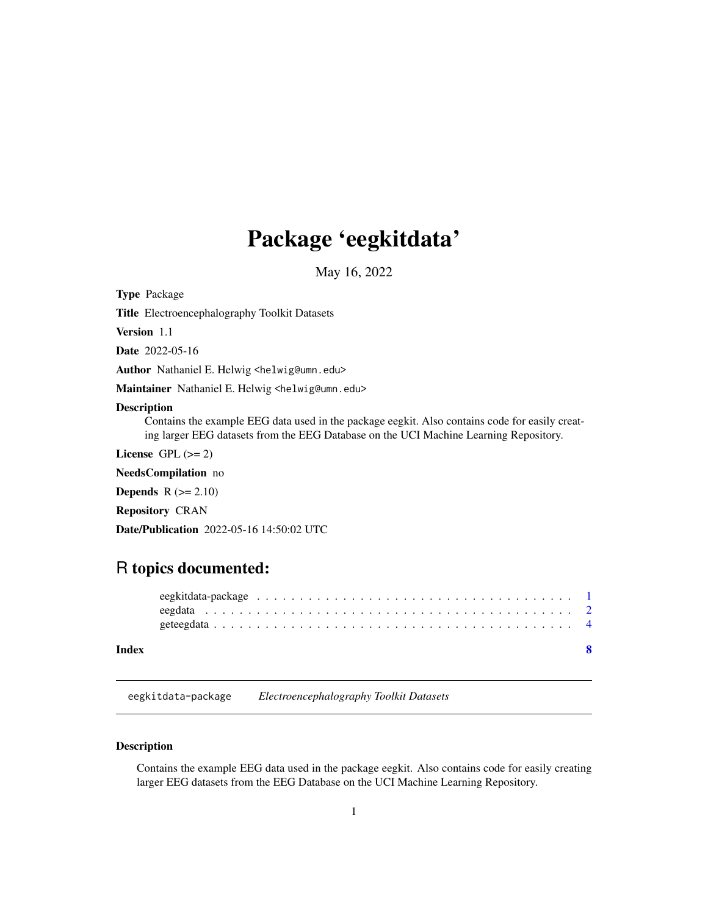# Package 'eegkitdata'

May 16, 2022

**Type** Package

**Title** Electroencephalography Toolkit Datasets

**Version** 1.1

**Date** 2022-05-16

**Author** Nathaniel E. Helwig <helwig@umn.edu>

**Maintainer** Nathaniel E. Helwig <helwig@umn.edu>

**Description**
Contains the example EEG data used in the package eegkit. Also contains code for easily creating larger EEG datasets from the EEG Database on the UCI Machine Learning Repository.

**License** GPL (>= 2)

**NeedsCompilation** no

**Depends** R (>= 2.10)

**Repository** CRAN

**Date/Publication** 2022-05-16 14:50:02 UTC

## R topics documented:

- eegkitdata-package . . . . . . . . . . . . . . . . . . . . . . . . . . . . . . . . . . . . 1
- eegdata . . . . . . . . . . . . . . . . . . . . . . . . . . . . . . . . . . . . . . . . . . 2
- geteegdata . . . . . . . . . . . . . . . . . . . . . . . . . . . . . . . . . . . . . . . . 4

**Index** 8

---

`eegkitdata-package` *Electroencephalography Toolkit Datasets*

---

### Description

Contains the example EEG data used in the package eegkit. Also contains code for easily creating larger EEG datasets from the EEG Database on the UCI Machine Learning Repository.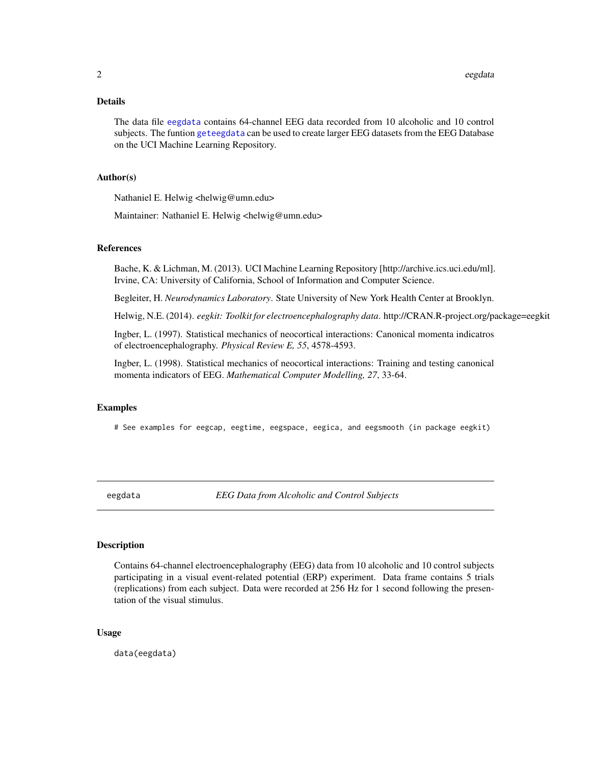### Details

The data file eegdata contains 64-channel EEG data recorded from 10 alcoholic and 10 control subjects. The funtion geteegdata can be used to create larger EEG datasets from the EEG Database on the UCI Machine Learning Repository.

### Author(s)

Nathaniel E. Helwig <helwig@umn.edu>

Maintainer: Nathaniel E. Helwig <helwig@umn.edu>

### References

Bache, K. & Lichman, M. (2013). UCI Machine Learning Repository [http://archive.ics.uci.edu/ml]. Irvine, CA: University of California, School of Information and Computer Science.

Begleiter, H. *Neurodynamics Laboratory*. State University of New York Health Center at Brooklyn.

Helwig, N.E. (2014). *eegkit: Toolkit for electroencephalography data*. http://CRAN.R-project.org/package=eegkit

Ingber, L. (1997). Statistical mechanics of neocortical interactions: Canonical momenta indicatros of electroencephalography. *Physical Review E, 55*, 4578-4593.

Ingber, L. (1998). Statistical mechanics of neocortical interactions: Training and testing canonical momenta indicators of EEG. *Mathematical Computer Modelling, 27*, 33-64.

### Examples

```
# See examples for eegcap, eegtime, eegspace, eegica, and eegsmooth (in package eegkit)
```

---

## eegdata — *EEG Data from Alcoholic and Control Subjects*

### Description

Contains 64-channel electroencephalography (EEG) data from 10 alcoholic and 10 control subjects participating in a visual event-related potential (ERP) experiment. Data frame contains 5 trials (replications) from each subject. Data were recorded at 256 Hz for 1 second following the presentation of the visual stimulus.

### Usage

```
data(eegdata)
```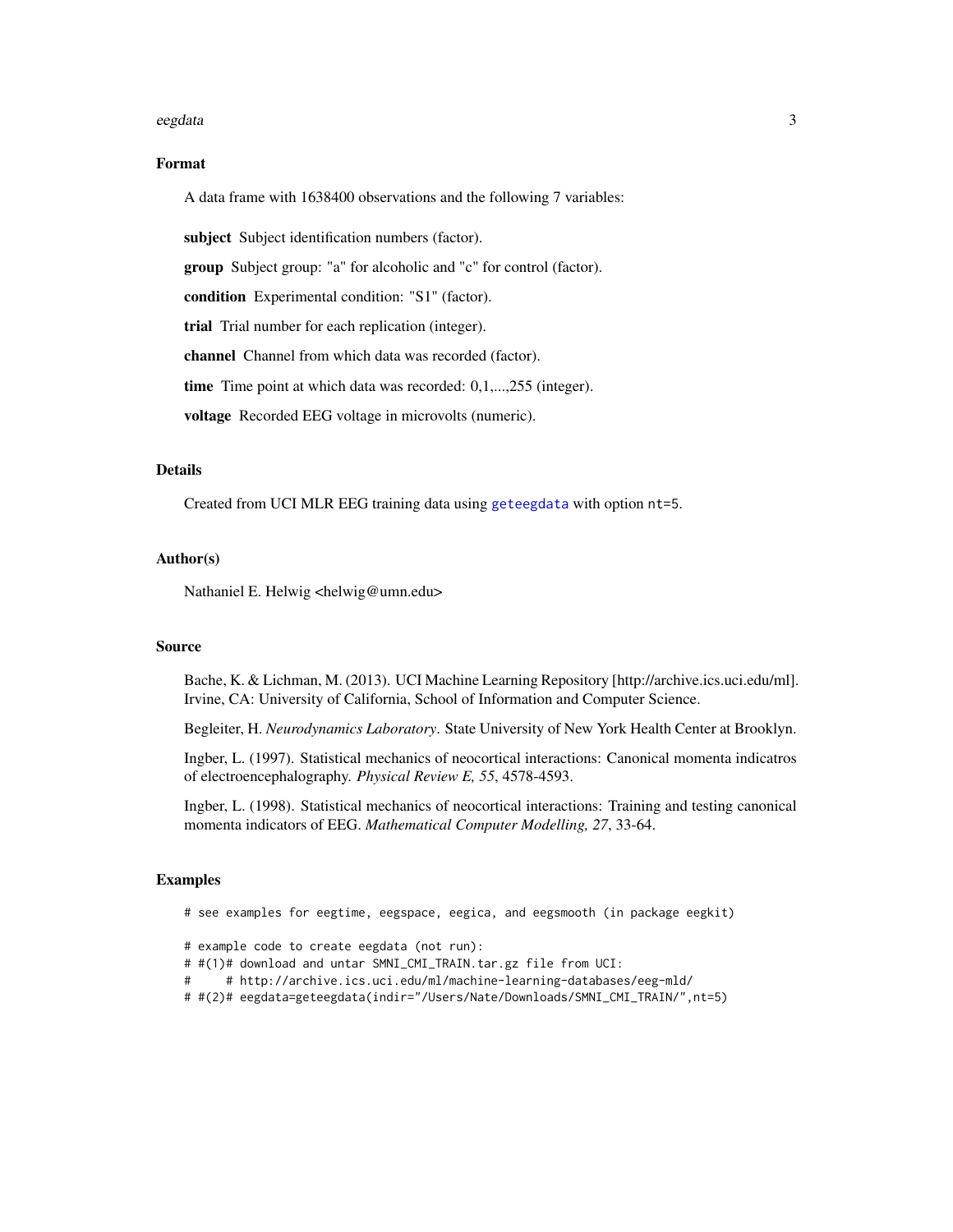### Format

A data frame with 1638400 observations and the following 7 variables:

**subject** Subject identification numbers (factor).

**group** Subject group: "a" for alcoholic and "c" for control (factor).

**condition** Experimental condition: "S1" (factor).

**trial** Trial number for each replication (integer).

**channel** Channel from which data was recorded (factor).

**time** Time point at which data was recorded: 0,1,...,255 (integer).

**voltage** Recorded EEG voltage in microvolts (numeric).

### Details

Created from UCI MLR EEG training data using `geteegdata` with option `nt=5`.

### Author(s)

Nathaniel E. Helwig <helwig@umn.edu>

### Source

Bache, K. & Lichman, M. (2013). UCI Machine Learning Repository [http://archive.ics.uci.edu/ml]. Irvine, CA: University of California, School of Information and Computer Science.

Begleiter, H. *Neurodynamics Laboratory*. State University of New York Health Center at Brooklyn.

Ingber, L. (1997). Statistical mechanics of neocortical interactions: Canonical momenta indicatros of electroencephalography. *Physical Review E, 55*, 4578-4593.

Ingber, L. (1998). Statistical mechanics of neocortical interactions: Training and testing canonical momenta indicators of EEG. *Mathematical Computer Modelling, 27*, 33-64.

### Examples

```
# see examples for eegtime, eegspace, eegica, and eegsmooth (in package eegkit)

# example code to create eegdata (not run):
# #(1)# download and untar SMNI_CMI_TRAIN.tar.gz file from UCI:
#     # http://archive.ics.uci.edu/ml/machine-learning-databases/eeg-mld/
# #(2)# eegdata=geteegdata(indir="/Users/Nate/Downloads/SMNI_CMI_TRAIN/",nt=5)
```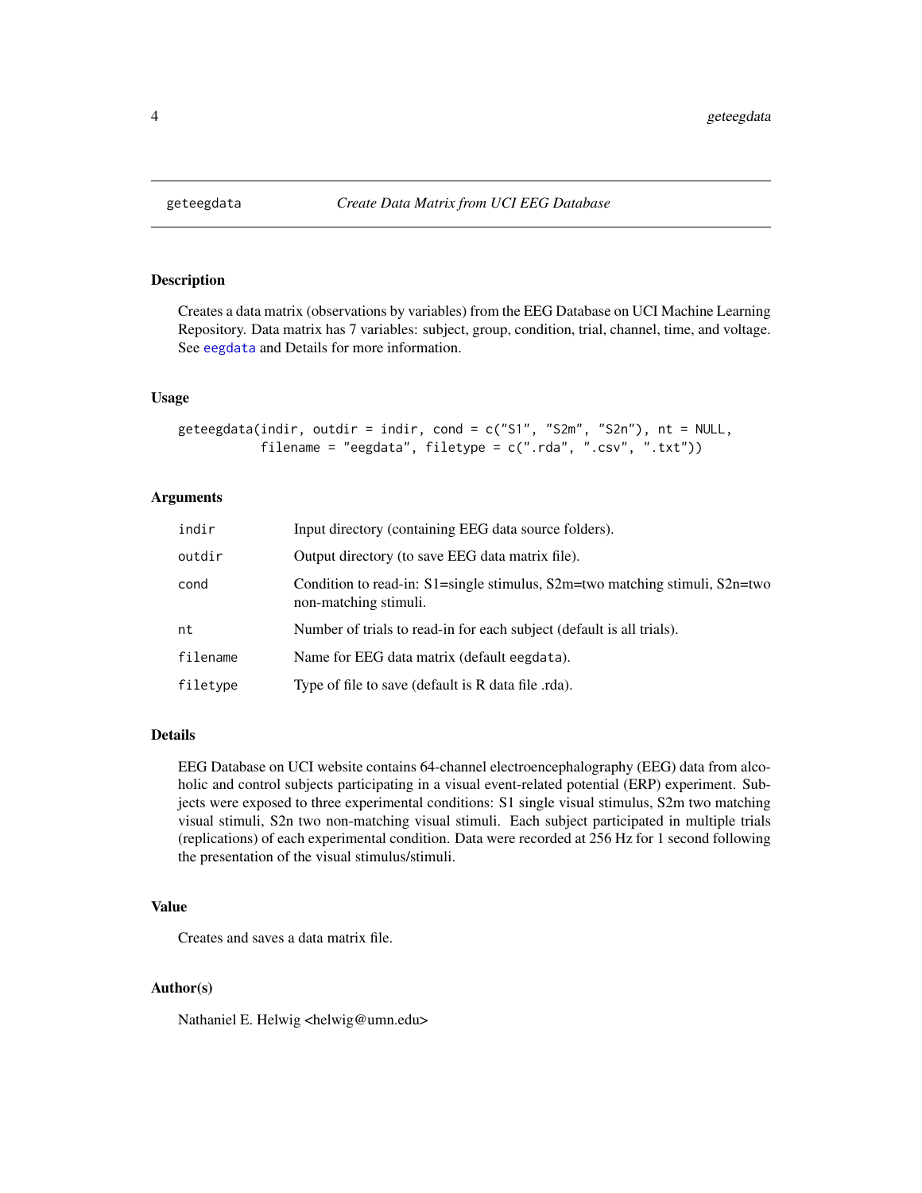# geteegdata — *Create Data Matrix from UCI EEG Database*

## Description

Creates a data matrix (observations by variables) from the EEG Database on UCI Machine Learning Repository. Data matrix has 7 variables: subject, group, condition, trial, channel, time, and voltage. See eegdata and Details for more information.

## Usage

```
geteegdata(indir, outdir = indir, cond = c("S1", "S2m", "S2n"), nt = NULL,
           filename = "eegdata", filetype = c(".rda", ".csv", ".txt"))
```

## Arguments

| | |
|---|---|
| indir | Input directory (containing EEG data source folders). |
| outdir | Output directory (to save EEG data matrix file). |
| cond | Condition to read-in: S1=single stimulus, S2m=two matching stimuli, S2n=two non-matching stimuli. |
| nt | Number of trials to read-in for each subject (default is all trials). |
| filename | Name for EEG data matrix (default eegdata). |
| filetype | Type of file to save (default is R data file .rda). |

## Details

EEG Database on UCI website contains 64-channel electroencephalography (EEG) data from alcoholic and control subjects participating in a visual event-related potential (ERP) experiment. Subjects were exposed to three experimental conditions: S1 single visual stimulus, S2m two matching visual stimuli, S2n two non-matching visual stimuli. Each subject participated in multiple trials (replications) of each experimental condition. Data were recorded at 256 Hz for 1 second following the presentation of the visual stimulus/stimuli.

## Value

Creates and saves a data matrix file.

## Author(s)

Nathaniel E. Helwig <helwig@umn.edu>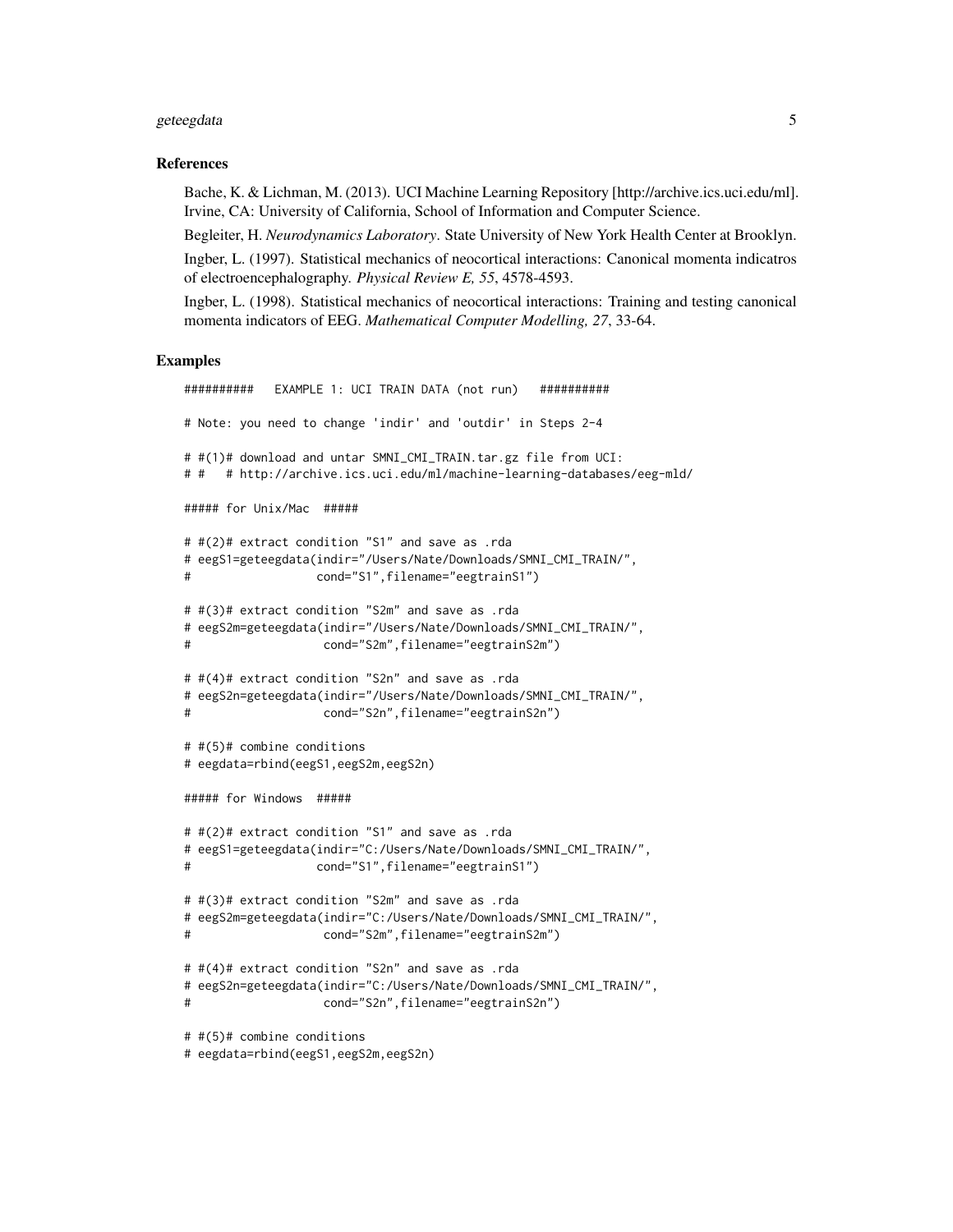## References

Bache, K. & Lichman, M. (2013). UCI Machine Learning Repository [http://archive.ics.uci.edu/ml]. Irvine, CA: University of California, School of Information and Computer Science.

Begleiter, H. *Neurodynamics Laboratory*. State University of New York Health Center at Brooklyn.

Ingber, L. (1997). Statistical mechanics of neocortical interactions: Canonical momenta indicatros of electroencephalography. *Physical Review E, 55*, 4578-4593.

Ingber, L. (1998). Statistical mechanics of neocortical interactions: Training and testing canonical momenta indicators of EEG. *Mathematical Computer Modelling, 27*, 33-64.

## Examples

```
##########   EXAMPLE 1: UCI TRAIN DATA (not run)   ##########

# Note: you need to change 'indir' and 'outdir' in Steps 2-4

# #(1)# download and untar SMNI_CMI_TRAIN.tar.gz file from UCI:
# #   # http://archive.ics.uci.edu/ml/machine-learning-databases/eeg-mld/

##### for Unix/Mac  #####

# #(2)# extract condition "S1" and save as .rda
# eegS1=geteegdata(indir="/Users/Nate/Downloads/SMNI_CMI_TRAIN/",
#                  cond="S1",filename="eegtrainS1")

# #(3)# extract condition "S2m" and save as .rda
# eegS2m=geteegdata(indir="/Users/Nate/Downloads/SMNI_CMI_TRAIN/",
#                   cond="S2m",filename="eegtrainS2m")

# #(4)# extract condition "S2n" and save as .rda
# eegS2n=geteegdata(indir="/Users/Nate/Downloads/SMNI_CMI_TRAIN/",
#                   cond="S2n",filename="eegtrainS2n")

# #(5)# combine conditions
# eegdata=rbind(eegS1,eegS2m,eegS2n)

##### for Windows  #####

# #(2)# extract condition "S1" and save as .rda
# eegS1=geteegdata(indir="C:/Users/Nate/Downloads/SMNI_CMI_TRAIN/",
#                  cond="S1",filename="eegtrainS1")

# #(3)# extract condition "S2m" and save as .rda
# eegS2m=geteegdata(indir="C:/Users/Nate/Downloads/SMNI_CMI_TRAIN/",
#                   cond="S2m",filename="eegtrainS2m")

# #(4)# extract condition "S2n" and save as .rda
# eegS2n=geteegdata(indir="C:/Users/Nate/Downloads/SMNI_CMI_TRAIN/",
#                   cond="S2n",filename="eegtrainS2n")

# #(5)# combine conditions
# eegdata=rbind(eegS1,eegS2m,eegS2n)
```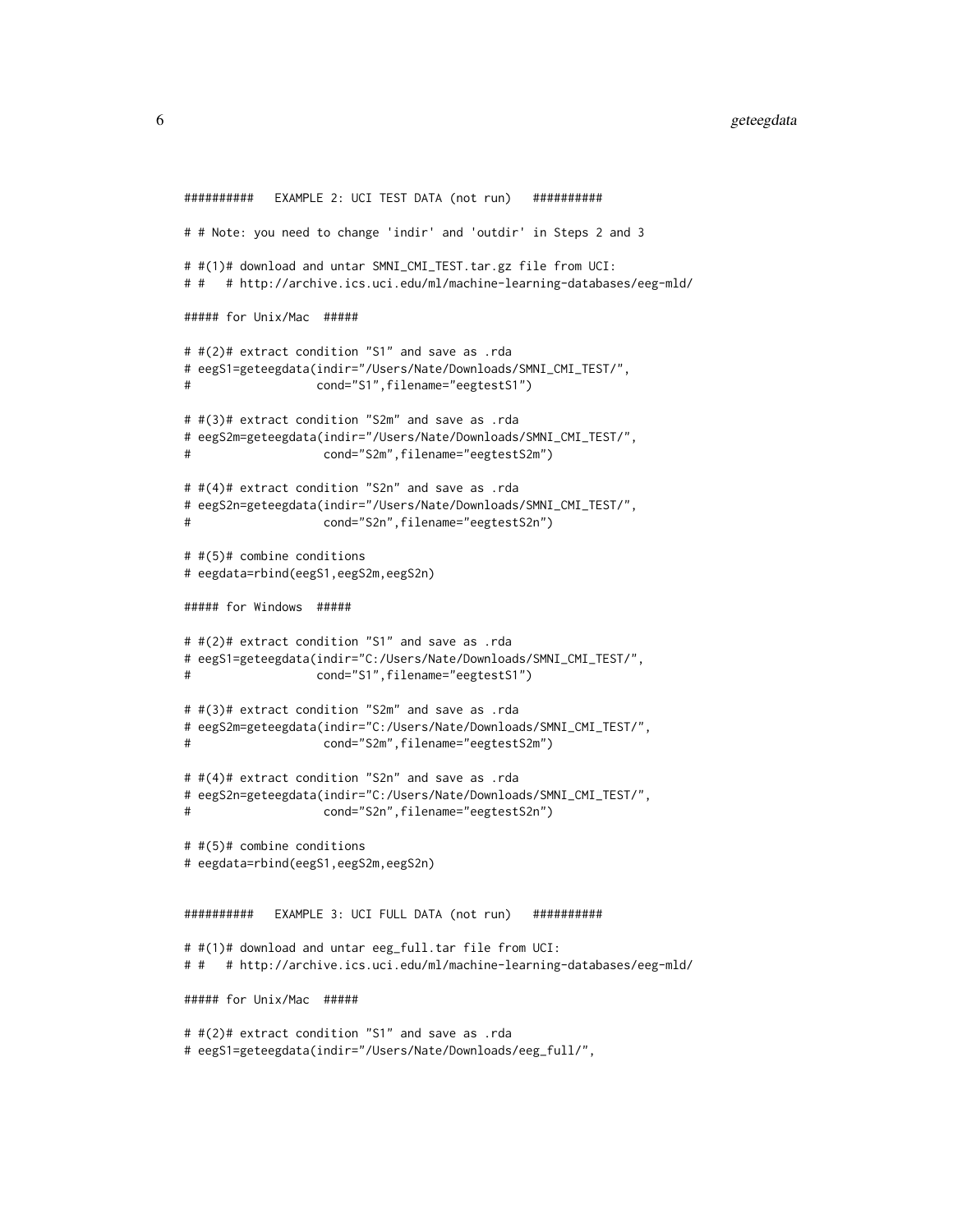```
##########   EXAMPLE 2: UCI TEST DATA (not run)   ##########

# # Note: you need to change 'indir' and 'outdir' in Steps 2 and 3

# #(1)# download and untar SMNI_CMI_TEST.tar.gz file from UCI:
# #   # http://archive.ics.uci.edu/ml/machine-learning-databases/eeg-mld/

##### for Unix/Mac  #####

# #(2)# extract condition "S1" and save as .rda
# eegS1=geteegdata(indir="/Users/Nate/Downloads/SMNI_CMI_TEST/",
#                  cond="S1",filename="eegtestS1")

# #(3)# extract condition "S2m" and save as .rda
# eegS2m=geteegdata(indir="/Users/Nate/Downloads/SMNI_CMI_TEST/",
#                   cond="S2m",filename="eegtestS2m")

# #(4)# extract condition "S2n" and save as .rda
# eegS2n=geteegdata(indir="/Users/Nate/Downloads/SMNI_CMI_TEST/",
#                   cond="S2n",filename="eegtestS2n")

# #(5)# combine conditions
# eegdata=rbind(eegS1,eegS2m,eegS2n)

##### for Windows  #####

# #(2)# extract condition "S1" and save as .rda
# eegS1=geteegdata(indir="C:/Users/Nate/Downloads/SMNI_CMI_TEST/",
#                  cond="S1",filename="eegtestS1")

# #(3)# extract condition "S2m" and save as .rda
# eegS2m=geteegdata(indir="C:/Users/Nate/Downloads/SMNI_CMI_TEST/",
#                   cond="S2m",filename="eegtestS2m")

# #(4)# extract condition "S2n" and save as .rda
# eegS2n=geteegdata(indir="C:/Users/Nate/Downloads/SMNI_CMI_TEST/",
#                   cond="S2n",filename="eegtestS2n")

# #(5)# combine conditions
# eegdata=rbind(eegS1,eegS2m,eegS2n)


##########   EXAMPLE 3: UCI FULL DATA (not run)   ##########

# #(1)# download and untar eeg_full.tar file from UCI:
# #   # http://archive.ics.uci.edu/ml/machine-learning-databases/eeg-mld/

##### for Unix/Mac  #####

# #(2)# extract condition "S1" and save as .rda
# eegS1=geteegdata(indir="/Users/Nate/Downloads/eeg_full/",
```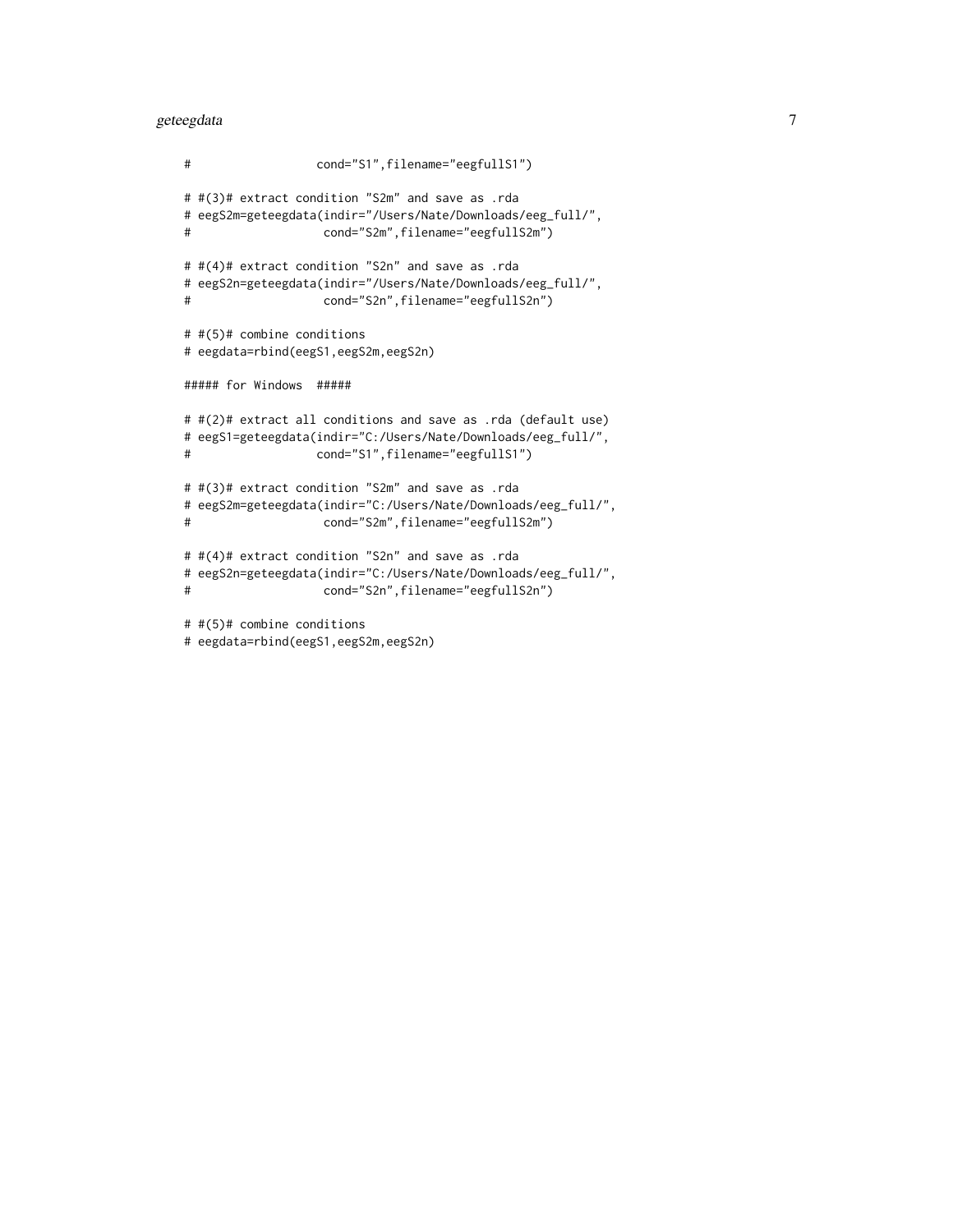```
#                  cond="S1",filename="eegfullS1")

# #(3)# extract condition "S2m" and save as .rda
# eegS2m=geteegdata(indir="/Users/Nate/Downloads/eeg_full/",
#                   cond="S2m",filename="eegfullS2m")

# #(4)# extract condition "S2n" and save as .rda
# eegS2n=geteegdata(indir="/Users/Nate/Downloads/eeg_full/",
#                   cond="S2n",filename="eegfullS2n")

# #(5)# combine conditions
# eegdata=rbind(eegS1,eegS2m,eegS2n)

##### for Windows  #####

# #(2)# extract all conditions and save as .rda (default use)
# eegS1=geteegdata(indir="C:/Users/Nate/Downloads/eeg_full/",
#                  cond="S1",filename="eegfullS1")

# #(3)# extract condition "S2m" and save as .rda
# eegS2m=geteegdata(indir="C:/Users/Nate/Downloads/eeg_full/",
#                   cond="S2m",filename="eegfullS2m")

# #(4)# extract condition "S2n" and save as .rda
# eegS2n=geteegdata(indir="C:/Users/Nate/Downloads/eeg_full/",
#                   cond="S2n",filename="eegfullS2n")

# #(5)# combine conditions
# eegdata=rbind(eegS1,eegS2m,eegS2n)
```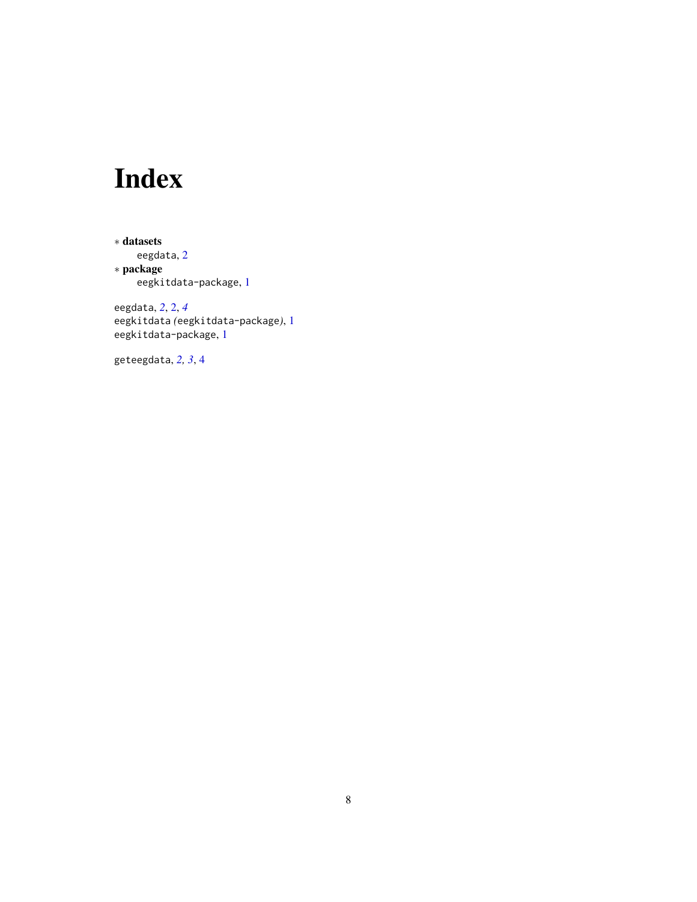# Index

* **datasets**
    eegdata, 2
* **package**
    eegkitdata-package, 1

eegdata, *2*, 2, *4*
eegkitdata *(*eegkitdata-package*)*, 1
eegkitdata-package, 1

geteegdata, *2, 3*, 4